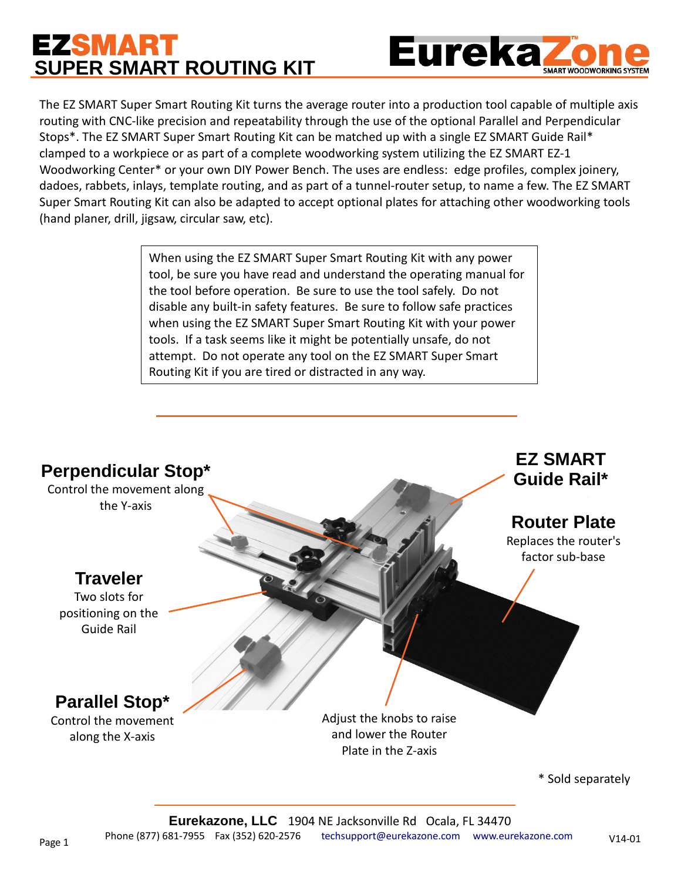# EZSMART SUPER SMART ROUTING KIT

EurekaZone™ SMART WOODWORKING SYSTEM

The EZ SMART Super Smart Routing Kit turns the average router into a production tool capable of multiple axis routing with CNC-like precision and repeatability through the use of the optional Parallel and Perpendicular Stops*. The EZ SMART Super Smart Routing Kit can be matched up with a single EZ SMART Guide Rail* clamped to a workpiece or as part of a complete woodworking system utilizing the EZ SMART EZ-1 Woodworking Center* or your own DIY Power Bench. The uses are endless: edge profiles, complex joinery, dadoes, rabbets, inlays, template routing, and as part of a tunnel-router setup, to name a few. The EZ SMART Super Smart Routing Kit can also be adapted to accept optional plates for attaching other woodworking tools (hand planer, drill, jigsaw, circular saw, etc).

> When using the EZ SMART Super Smart Routing Kit with any power tool, be sure you have read and understand the operating manual for the tool before operation. Be sure to use the tool safely. Do not disable any built-in safety features. Be sure to follow safe practices when using the EZ SMART Super Smart Routing Kit with your power tools. If a task seems like it might be potentially unsafe, do not attempt. Do not operate any tool on the EZ SMART Super Smart Routing Kit if you are tired or distracted in any way.

**Perpendicular Stop***
Control the movement along the Y-axis

**EZ SMART Guide Rail***

**Router Plate**
Replaces the router's factor sub-base

**Traveler**
Two slots for positioning on the Guide Rail

**Parallel Stop***
Control the movement along the X-axis

Adjust the knobs to raise and lower the Router Plate in the Z-axis

* Sold separately

**Eurekazone, LLC** 1904 NE Jacksonville Rd Ocala, FL 34470
Phone (877) 681-7955 Fax (352) 620-2576 techsupport@eurekazone.com www.eurekazone.com

V14-01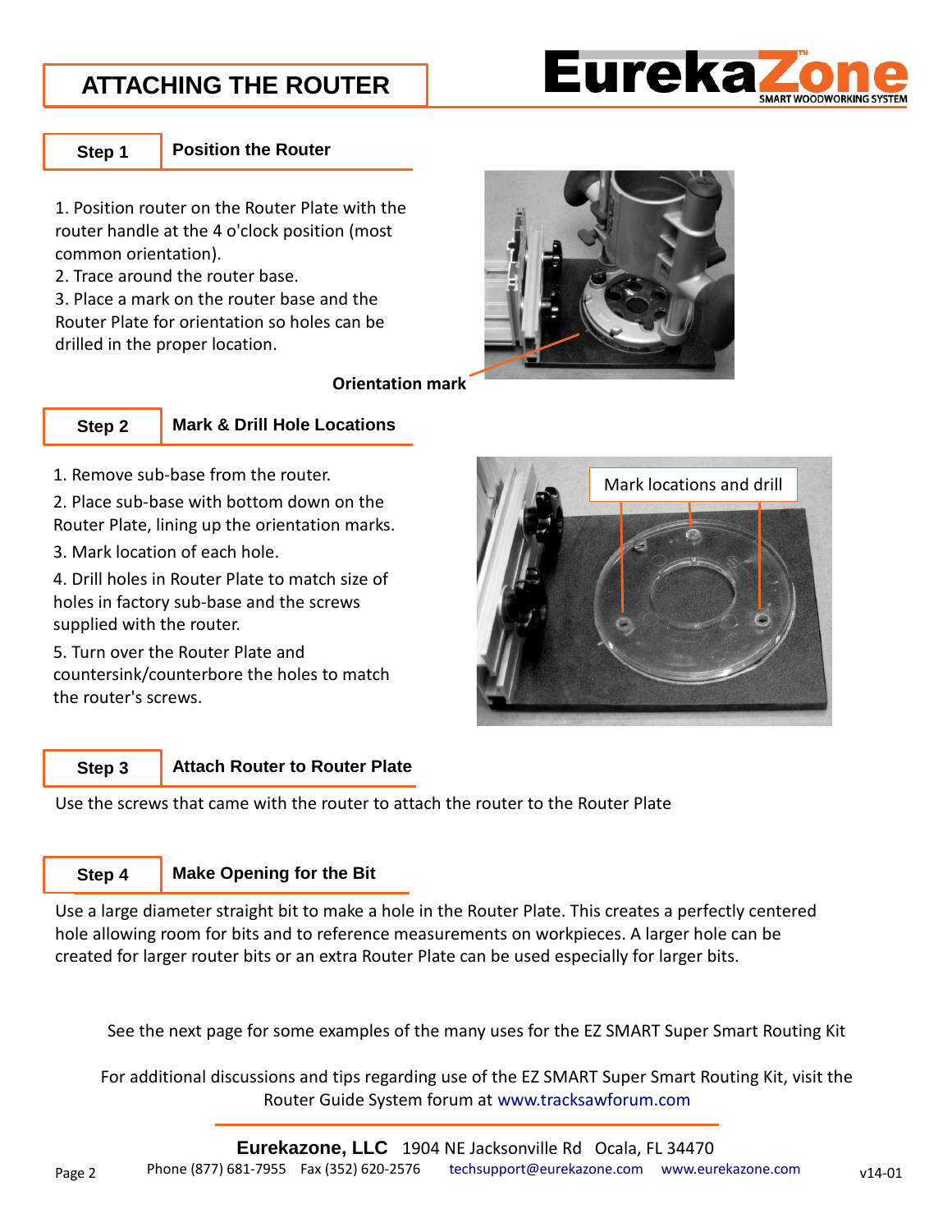# ATTACHING THE ROUTER

## Step 1 — Position the Router

1. Position router on the Router Plate with the router handle at the 4 o'clock position (most common orientation).
2. Trace around the router base.
3. Place a mark on the router base and the Router Plate for orientation so holes can be drilled in the proper location.

**Orientation mark**

## Step 2 — Mark & Drill Hole Locations

1. Remove sub-base from the router.
2. Place sub-base with bottom down on the Router Plate, lining up the orientation marks.
3. Mark location of each hole.
4. Drill holes in Router Plate to match size of holes in factory sub-base and the screws supplied with the router.
5. Turn over the Router Plate and countersink/counterbore the holes to match the router's screws.

Mark locations and drill

## Step 3 — Attach Router to Router Plate

Use the screws that came with the router to attach the router to the Router Plate

## Step 4 — Make Opening for the Bit

Use a large diameter straight bit to make a hole in the Router Plate. This creates a perfectly centered hole allowing room for bits and to reference measurements on workpieces. A larger hole can be created for larger router bits or an extra Router Plate can be used especially for larger bits.

See the next page for some examples of the many uses for the EZ SMART Super Smart Routing Kit

For additional discussions and tips regarding use of the EZ SMART Super Smart Routing Kit, visit the Router Guide System forum at www.tracksawforum.com

**Eurekazone, LLC** 1904 NE Jacksonville Rd Ocala, FL 34470
Phone (877) 681-7955 Fax (352) 620-2576 techsupport@eurekazone.com www.eurekazone.com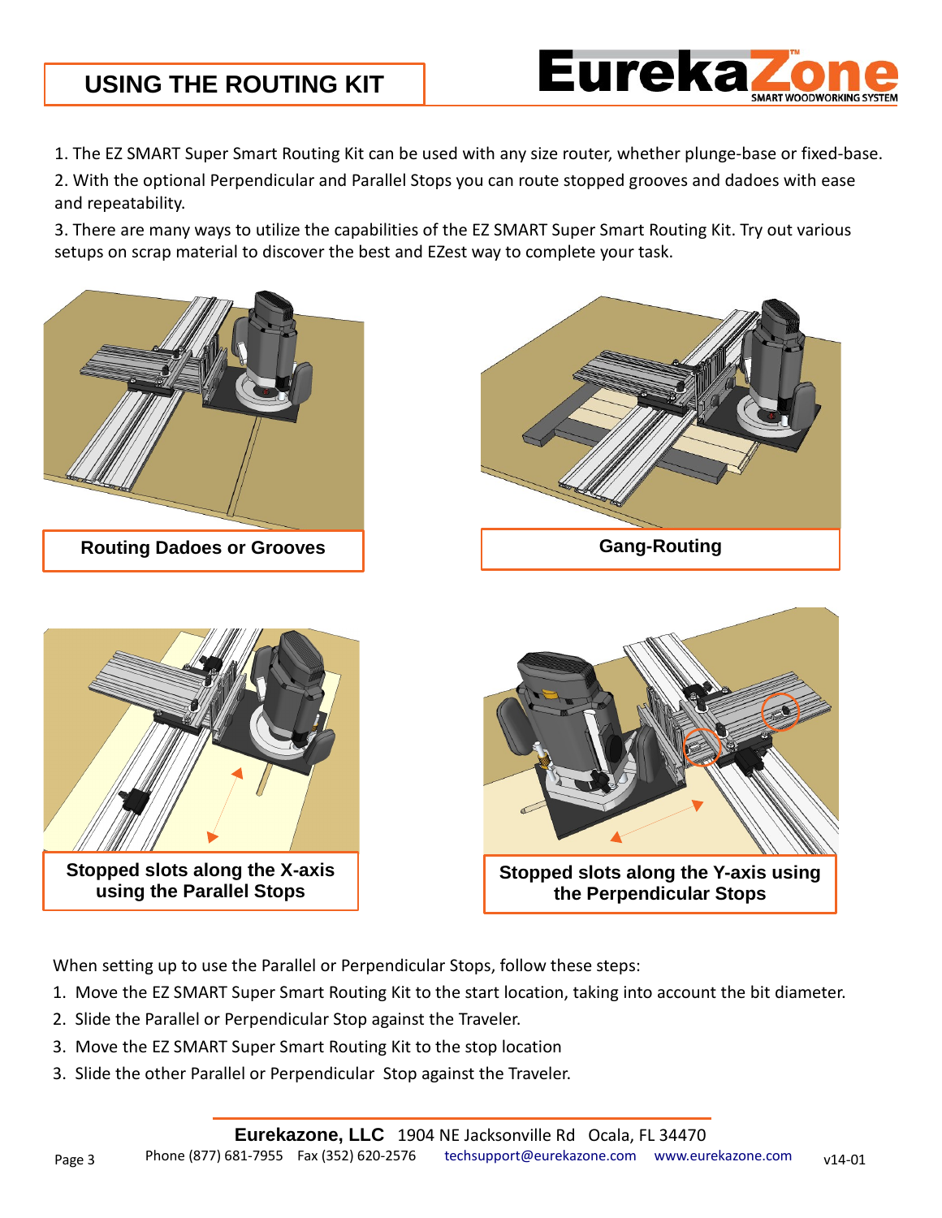# USING THE ROUTING KIT

1. The EZ SMART Super Smart Routing Kit can be used with any size router, whether plunge-base or fixed-base.
2. With the optional Perpendicular and Parallel Stops you can route stopped grooves and dadoes with ease and repeatability.
3. There are many ways to utilize the capabilities of the EZ SMART Super Smart Routing Kit. Try out various setups on scrap material to discover the best and EZest way to complete your task.

**Routing Dadoes or Grooves**

**Gang-Routing**

**Stopped slots along the X-axis using the Parallel Stops**

**Stopped slots along the Y-axis using the Perpendicular Stops**

When setting up to use the Parallel or Perpendicular Stops, follow these steps:

1. Move the EZ SMART Super Smart Routing Kit to the start location, taking into account the bit diameter.
2. Slide the Parallel or Perpendicular Stop against the Traveler.
3. Move the EZ SMART Super Smart Routing Kit to the stop location
3. Slide the other Parallel or Perpendicular Stop against the Traveler.

**Eurekazone, LLC** 1904 NE Jacksonville Rd Ocala, FL 34470
Phone (877) 681-7955 Fax (352) 620-2576 techsupport@eurekazone.com www.eurekazone.com v14-01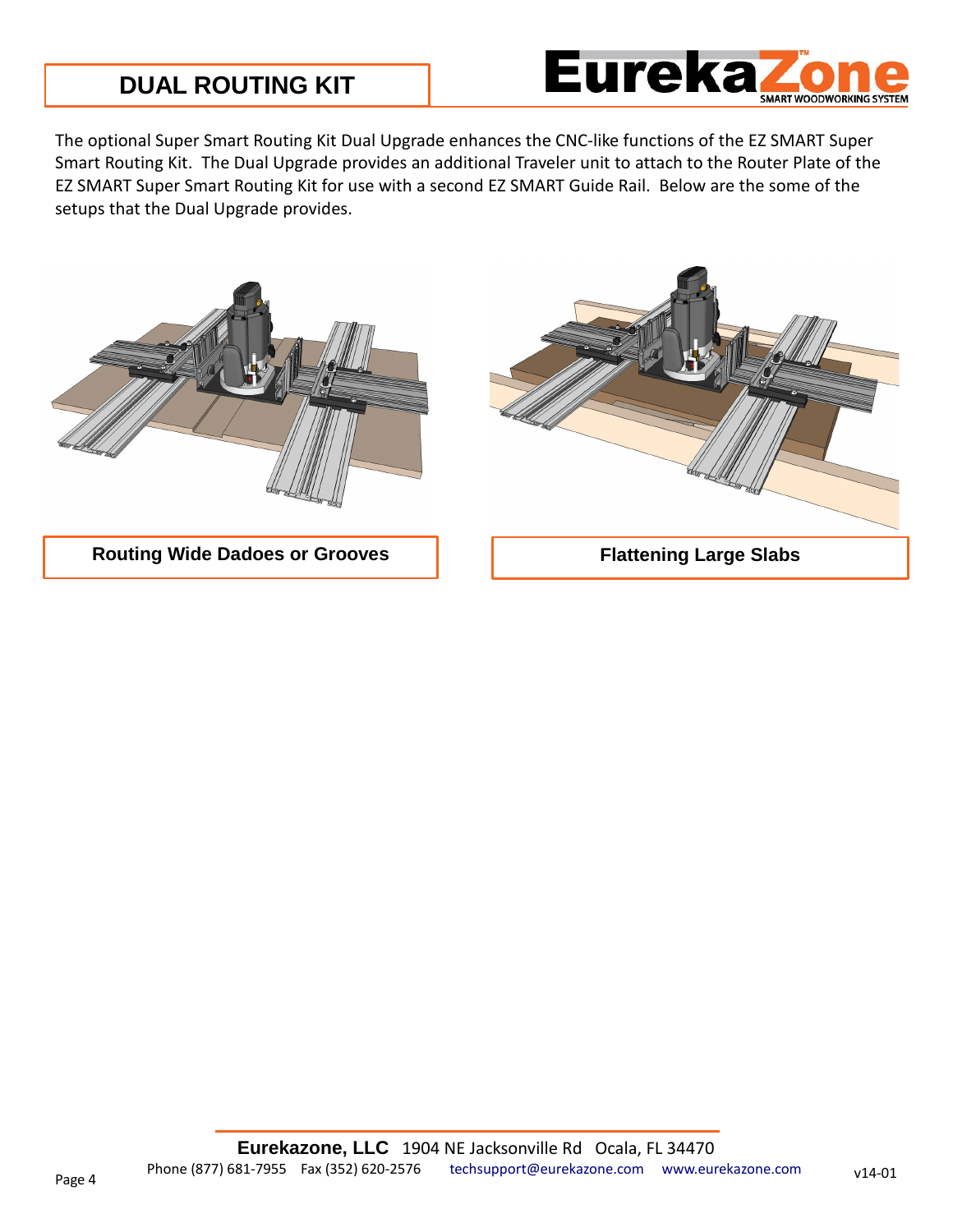# DUAL ROUTING KIT

The optional Super Smart Routing Kit Dual Upgrade enhances the CNC-like functions of the EZ SMART Super Smart Routing Kit. The Dual Upgrade provides an additional Traveler unit to attach to the Router Plate of the EZ SMART Super Smart Routing Kit for use with a second EZ SMART Guide Rail. Below are the some of the setups that the Dual Upgrade provides.

**Routing Wide Dadoes or Grooves**

**Flattening Large Slabs**

**Eurekazone, LLC** 1904 NE Jacksonville Rd Ocala, FL 34470
Phone (877) 681-7955 Fax (352) 620-2576 techsupport@eurekazone.com www.eurekazone.com